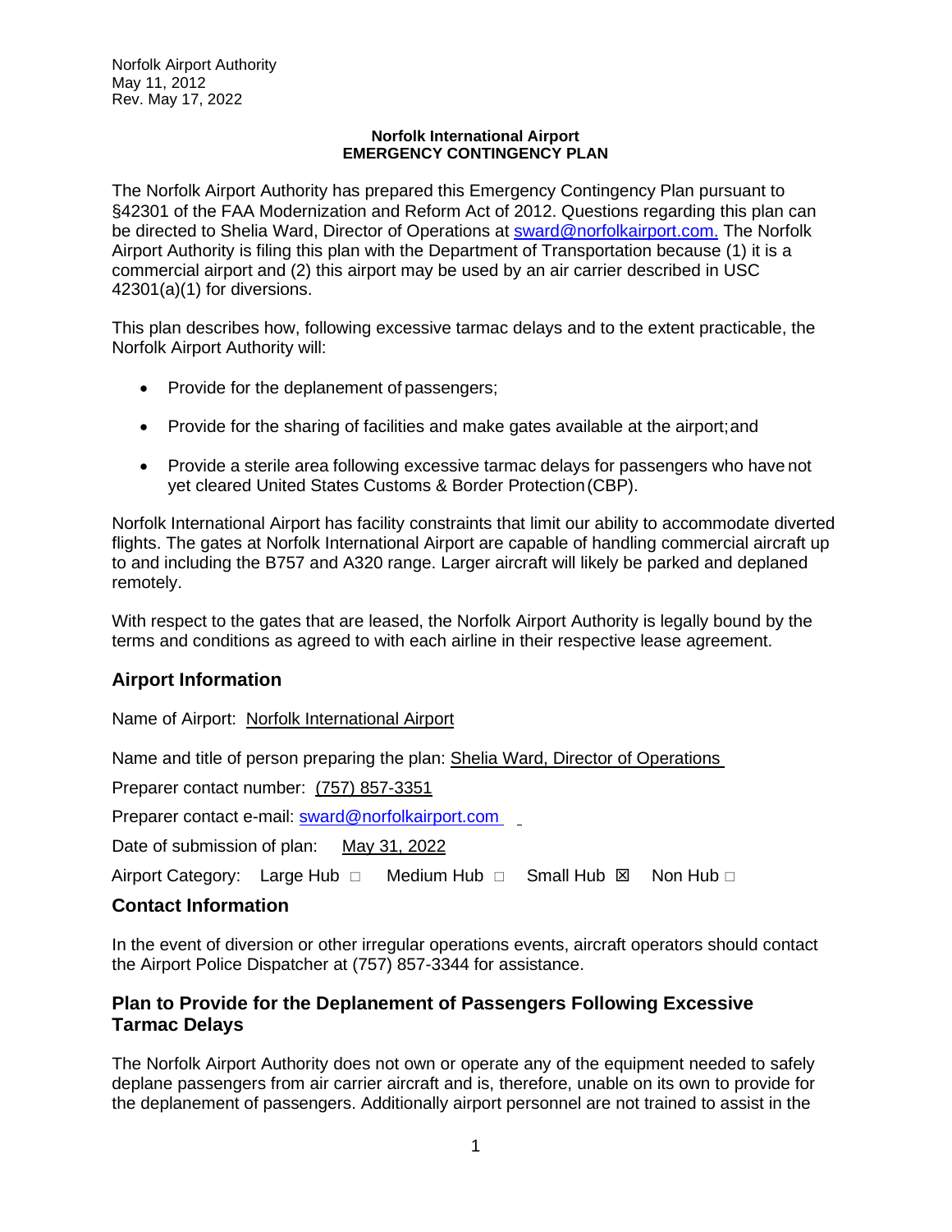Norfolk Airport Authority
May 11, 2012
Rev. May 17, 2022

**Norfolk International Airport**
**EMERGENCY CONTINGENCY PLAN**

The Norfolk Airport Authority has prepared this Emergency Contingency Plan pursuant to §42301 of the FAA Modernization and Reform Act of 2012. Questions regarding this plan can be directed to Shelia Ward, Director of Operations at sward@norfolkairport.com. The Norfolk Airport Authority is filing this plan with the Department of Transportation because (1) it is a commercial airport and (2) this airport may be used by an air carrier described in USC 42301(a)(1) for diversions.

This plan describes how, following excessive tarmac delays and to the extent practicable, the Norfolk Airport Authority will:

- Provide for the deplanement of passengers;
- Provide for the sharing of facilities and make gates available at the airport; and
- Provide a sterile area following excessive tarmac delays for passengers who have not yet cleared United States Customs & Border Protection (CBP).

Norfolk International Airport has facility constraints that limit our ability to accommodate diverted flights. The gates at Norfolk International Airport are capable of handling commercial aircraft up to and including the B757 and A320 range. Larger aircraft will likely be parked and deplaned remotely.

With respect to the gates that are leased, the Norfolk Airport Authority is legally bound by the terms and conditions as agreed to with each airline in their respective lease agreement.

## Airport Information

Name of Airport: Norfolk International Airport

Name and title of person preparing the plan: Shelia Ward, Director of Operations

Preparer contact number: (757) 857-3351

Preparer contact e-mail: sward@norfolkairport.com

Date of submission of plan: May 31, 2022

Airport Category: Large Hub ☐ Medium Hub ☐ Small Hub ☒ Non Hub ☐

## Contact Information

In the event of diversion or other irregular operations events, aircraft operators should contact the Airport Police Dispatcher at (757) 857-3344 for assistance.

## Plan to Provide for the Deplanement of Passengers Following Excessive Tarmac Delays

The Norfolk Airport Authority does not own or operate any of the equipment needed to safely deplane passengers from air carrier aircraft and is, therefore, unable on its own to provide for the deplanement of passengers. Additionally airport personnel are not trained to assist in the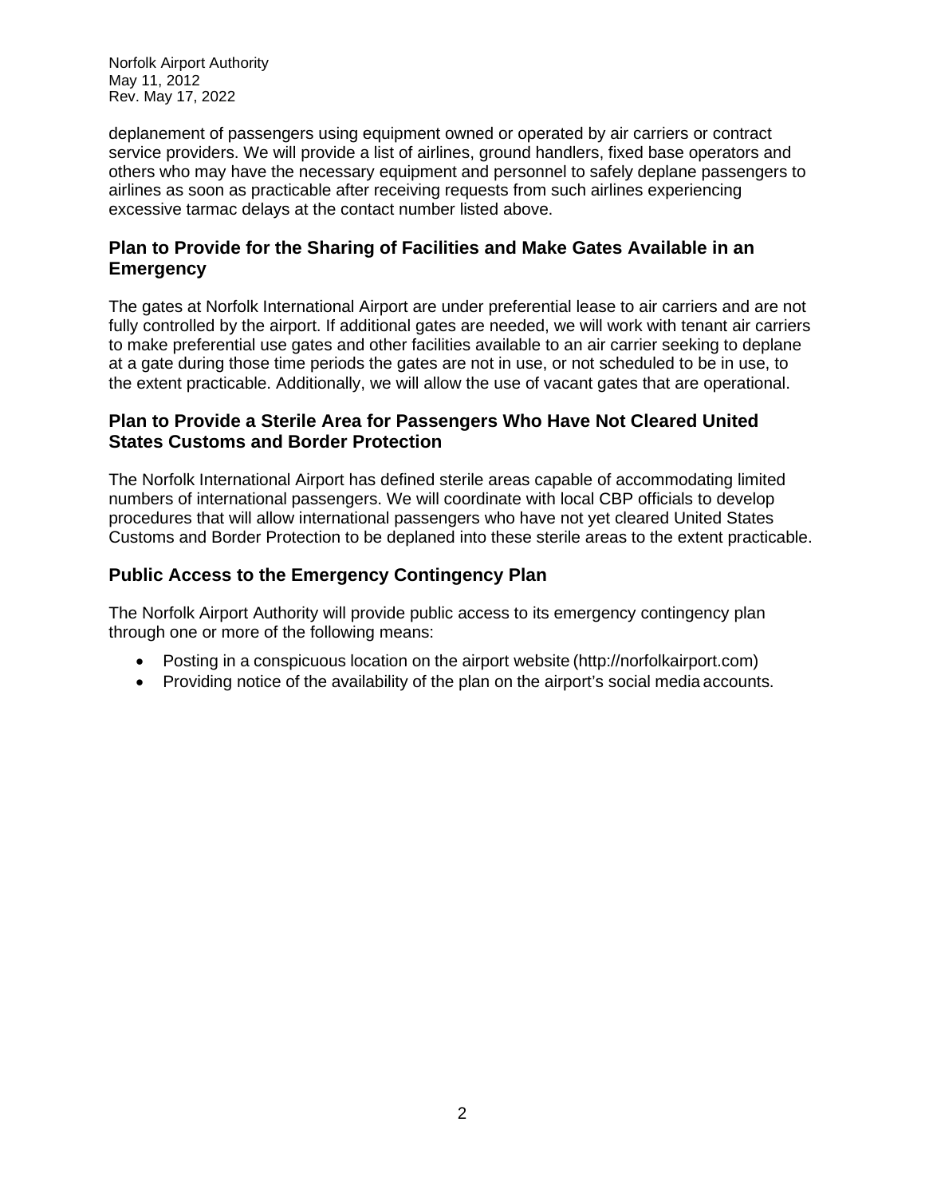deplanement of passengers using equipment owned or operated by air carriers or contract service providers. We will provide a list of airlines, ground handlers, fixed base operators and others who may have the necessary equipment and personnel to safely deplane passengers to airlines as soon as practicable after receiving requests from such airlines experiencing excessive tarmac delays at the contact number listed above.

## Plan to Provide for the Sharing of Facilities and Make Gates Available in an Emergency

The gates at Norfolk International Airport are under preferential lease to air carriers and are not fully controlled by the airport. If additional gates are needed, we will work with tenant air carriers to make preferential use gates and other facilities available to an air carrier seeking to deplane at a gate during those time periods the gates are not in use, or not scheduled to be in use, to the extent practicable. Additionally, we will allow the use of vacant gates that are operational.

## Plan to Provide a Sterile Area for Passengers Who Have Not Cleared United States Customs and Border Protection

The Norfolk International Airport has defined sterile areas capable of accommodating limited numbers of international passengers. We will coordinate with local CBP officials to develop procedures that will allow international passengers who have not yet cleared United States Customs and Border Protection to be deplaned into these sterile areas to the extent practicable.

## Public Access to the Emergency Contingency Plan

The Norfolk Airport Authority will provide public access to its emergency contingency plan through one or more of the following means:

- Posting in a conspicuous location on the airport website (http://norfolkairport.com)
- Providing notice of the availability of the plan on the airport's social media accounts.